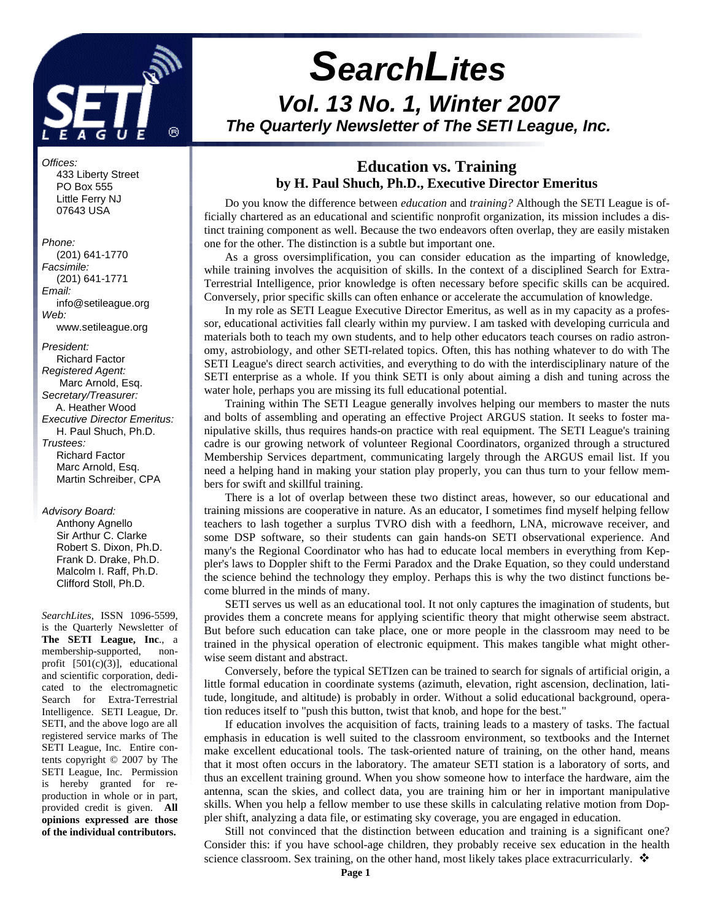# SearchLites

## Vol. 13 No. 1, Winter 2007

### The Quarterly Newsletter of The SETI League, Inc.

*Offices:*
433 Liberty Street
PO Box 555
Little Ferry NJ
07643 USA

*Phone:*
(201) 641-1770
*Facsimile:*
(201) 641-1771
*Email:*
info@setileague.org
*Web:*
www.setileague.org

*President:*
Richard Factor
*Registered Agent:*
Marc Arnold, Esq.
*Secretary/Treasurer:*
A. Heather Wood
*Executive Director Emeritus:*
H. Paul Shuch, Ph.D.
*Trustees:*
Richard Factor
Marc Arnold, Esq.
Martin Schreiber, CPA

*Advisory Board:*
Anthony Agnello
Sir Arthur C. Clarke
Robert S. Dixon, Ph.D.
Frank D. Drake, Ph.D.
Malcolm I. Raff, Ph.D.
Clifford Stoll, Ph.D.

*SearchLites*, ISSN 1096-5599, is the Quarterly Newsletter of **The SETI League, Inc**., a membership-supported, non-profit [501(c)(3)], educational and scientific corporation, dedicated to the electromagnetic Search for Extra-Terrestrial Intelligence. SETI League, Dr. SETI, and the above logo are all registered service marks of The SETI League, Inc. Entire contents copyright © 2007 by The SETI League, Inc. Permission is hereby granted for reproduction in whole or in part, provided credit is given. **All opinions expressed are those of the individual contributors.**

## Education vs. Training

**by H. Paul Shuch, Ph.D., Executive Director Emeritus**

Do you know the difference between *education* and *training?* Although the SETI League is officially chartered as an educational and scientific nonprofit organization, its mission includes a distinct training component as well. Because the two endeavors often overlap, they are easily mistaken one for the other. The distinction is a subtle but important one.

As a gross oversimplification, you can consider education as the imparting of knowledge, while training involves the acquisition of skills. In the context of a disciplined Search for Extra-Terrestrial Intelligence, prior knowledge is often necessary before specific skills can be acquired. Conversely, prior specific skills can often enhance or accelerate the accumulation of knowledge.

In my role as SETI League Executive Director Emeritus, as well as in my capacity as a professor, educational activities fall clearly within my purview. I am tasked with developing curricula and materials both to teach my own students, and to help other educators teach courses on radio astronomy, astrobiology, and other SETI-related topics. Often, this has nothing whatever to do with The SETI League's direct search activities, and everything to do with the interdisciplinary nature of the SETI enterprise as a whole. If you think SETI is only about aiming a dish and tuning across the water hole, perhaps you are missing its full educational potential.

Training within The SETI League generally involves helping our members to master the nuts and bolts of assembling and operating an effective Project ARGUS station. It seeks to foster manipulative skills, thus requires hands-on practice with real equipment. The SETI League's training cadre is our growing network of volunteer Regional Coordinators, organized through a structured Membership Services department, communicating largely through the ARGUS email list. If you need a helping hand in making your station play properly, you can thus turn to your fellow members for swift and skillful training.

There is a lot of overlap between these two distinct areas, however, so our educational and training missions are cooperative in nature. As an educator, I sometimes find myself helping fellow teachers to lash together a surplus TVRO dish with a feedhorn, LNA, microwave receiver, and some DSP software, so their students can gain hands-on SETI observational experience. And many's the Regional Coordinator who has had to educate local members in everything from Keppler's laws to Doppler shift to the Fermi Paradox and the Drake Equation, so they could understand the science behind the technology they employ. Perhaps this is why the two distinct functions become blurred in the minds of many.

SETI serves us well as an educational tool. It not only captures the imagination of students, but provides them a concrete means for applying scientific theory that might otherwise seem abstract. But before such education can take place, one or more people in the classroom may need to be trained in the physical operation of electronic equipment. This makes tangible what might otherwise seem distant and abstract.

Conversely, before the typical SETIzen can be trained to search for signals of artificial origin, a little formal education in coordinate systems (azimuth, elevation, right ascension, declination, latitude, longitude, and altitude) is probably in order. Without a solid educational background, operation reduces itself to "push this button, twist that knob, and hope for the best."

If education involves the acquisition of facts, training leads to a mastery of tasks. The factual emphasis in education is well suited to the classroom environment, so textbooks and the Internet make excellent educational tools. The task-oriented nature of training, on the other hand, means that it most often occurs in the laboratory. The amateur SETI station is a laboratory of sorts, and thus an excellent training ground. When you show someone how to interface the hardware, aim the antenna, scan the skies, and collect data, you are training him or her in important manipulative skills. When you help a fellow member to use these skills in calculating relative motion from Doppler shift, analyzing a data file, or estimating sky coverage, you are engaged in education.

Still not convinced that the distinction between education and training is a significant one? Consider this: if you have school-age children, they probably receive sex education in the health science classroom. Sex training, on the other hand, most likely takes place extracurricularly. ❖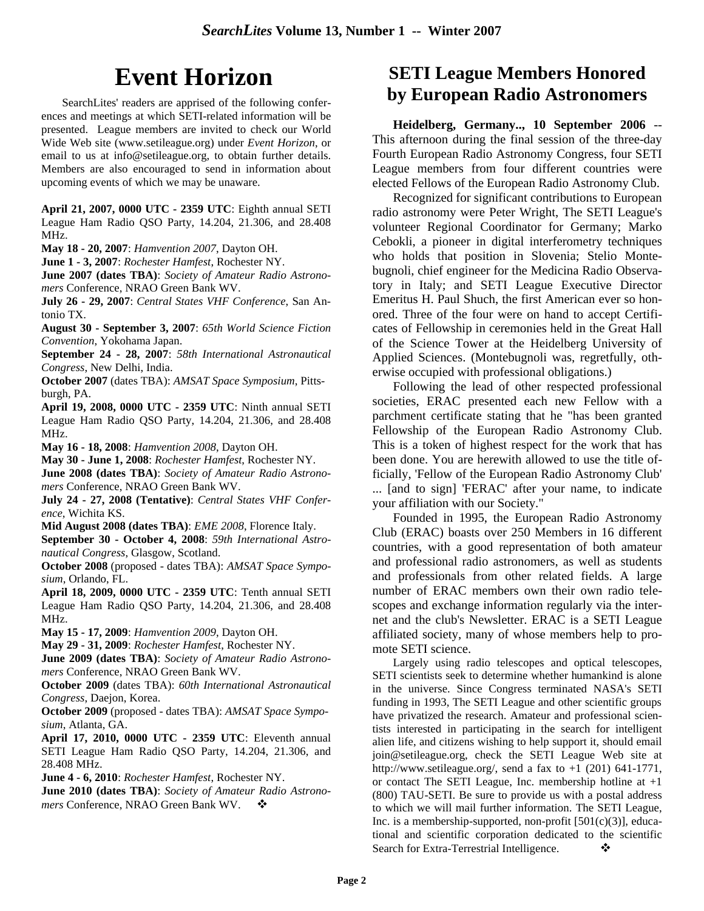# Event Horizon

SearchLites' readers are apprised of the following conferences and meetings at which SETI-related information will be presented. League members are invited to check our World Wide Web site (www.setileague.org) under *Event Horizon*, or email to us at info@setileague.org, to obtain further details. Members are also encouraged to send in information about upcoming events of which we may be unaware.

**April 21, 2007, 0000 UTC - 2359 UTC**: Eighth annual SETI League Ham Radio QSO Party, 14.204, 21.306, and 28.408 MHz.

**May 18 - 20, 2007**: *Hamvention 2007*, Dayton OH.

**June 1 - 3, 2007**: *Rochester Hamfest*, Rochester NY.

**June 2007 (dates TBA)**: *Society of Amateur Radio Astronomers* Conference, NRAO Green Bank WV.

**July 26 - 29, 2007**: *Central States VHF Conference*, San Antonio TX.

**August 30 - September 3, 2007**: *65th World Science Fiction Convention*, Yokohama Japan.

**September 24 - 28, 2007**: *58th International Astronautical Congress*, New Delhi, India.

**October 2007** (dates TBA): *AMSAT Space Symposium*, Pittsburgh, PA.

**April 19, 2008, 0000 UTC - 2359 UTC**: Ninth annual SETI League Ham Radio QSO Party, 14.204, 21.306, and 28.408 MHz.

**May 16 - 18, 2008**: *Hamvention 2008*, Dayton OH.

**May 30 - June 1, 2008**: *Rochester Hamfest*, Rochester NY.

**June 2008 (dates TBA)**: *Society of Amateur Radio Astronomers* Conference, NRAO Green Bank WV.

**July 24 - 27, 2008 (Tentative)**: *Central States VHF Conference*, Wichita KS.

**Mid August 2008 (dates TBA)**: *EME 2008*, Florence Italy.

**September 30 - October 4, 2008**: *59th International Astronautical Congress*, Glasgow, Scotland.

**October 2008** (proposed - dates TBA): *AMSAT Space Symposium*, Orlando, FL.

**April 18, 2009, 0000 UTC - 2359 UTC**: Tenth annual SETI League Ham Radio QSO Party, 14.204, 21.306, and 28.408 MHz.

**May 15 - 17, 2009**: *Hamvention 2009*, Dayton OH.

**May 29 - 31, 2009**: *Rochester Hamfest*, Rochester NY.

**June 2009 (dates TBA)**: *Society of Amateur Radio Astronomers* Conference, NRAO Green Bank WV.

**October 2009** (dates TBA): *60th International Astronautical Congress*, Daejon, Korea.

**October 2009** (proposed - dates TBA): *AMSAT Space Symposium*, Atlanta, GA.

**April 17, 2010, 0000 UTC - 2359 UTC**: Eleventh annual SETI League Ham Radio QSO Party, 14.204, 21.306, and 28.408 MHz.

**June 4 - 6, 2010**: *Rochester Hamfest*, Rochester NY.

**June 2010 (dates TBA)**: *Society of Amateur Radio Astronomers* Conference, NRAO Green Bank WV. ❖

# SETI League Members Honored by European Radio Astronomers

**Heidelberg, Germany.., 10 September 2006** -- This afternoon during the final session of the three-day Fourth European Radio Astronomy Congress, four SETI League members from four different countries were elected Fellows of the European Radio Astronomy Club.

Recognized for significant contributions to European radio astronomy were Peter Wright, The SETI League's volunteer Regional Coordinator for Germany; Marko Cebokli, a pioneer in digital interferometry techniques who holds that position in Slovenia; Stelio Montebugnoli, chief engineer for the Medicina Radio Observatory in Italy; and SETI League Executive Director Emeritus H. Paul Shuch, the first American ever so honored. Three of the four were on hand to accept Certificates of Fellowship in ceremonies held in the Great Hall of the Science Tower at the Heidelberg University of Applied Sciences. (Montebugnoli was, regretfully, otherwise occupied with professional obligations.)

Following the lead of other respected professional societies, ERAC presented each new Fellow with a parchment certificate stating that he "has been granted Fellowship of the European Radio Astronomy Club. This is a token of highest respect for the work that has been done. You are herewith allowed to use the title officially, 'Fellow of the European Radio Astronomy Club' ... [and to sign] 'FERAC' after your name, to indicate your affiliation with our Society."

Founded in 1995, the European Radio Astronomy Club (ERAC) boasts over 250 Members in 16 different countries, with a good representation of both amateur and professional radio astronomers, as well as students and professionals from other related fields. A large number of ERAC members own their own radio telescopes and exchange information regularly via the internet and the club's Newsletter. ERAC is a SETI League affiliated society, many of whose members help to promote SETI science.

Largely using radio telescopes and optical telescopes, SETI scientists seek to determine whether humankind is alone in the universe. Since Congress terminated NASA's SETI funding in 1993, The SETI League and other scientific groups have privatized the research. Amateur and professional scientists interested in participating in the search for intelligent alien life, and citizens wishing to help support it, should email join@setileague.org, check the SETI League Web site at http://www.setileague.org/, send a fax to +1 (201) 641-1771, or contact The SETI League, Inc. membership hotline at +1 (800) TAU-SETI. Be sure to provide us with a postal address to which we will mail further information. The SETI League, Inc. is a membership-supported, non-profit [501(c)(3)], educational and scientific corporation dedicated to the scientific Search for Extra-Terrestrial Intelligence. ❖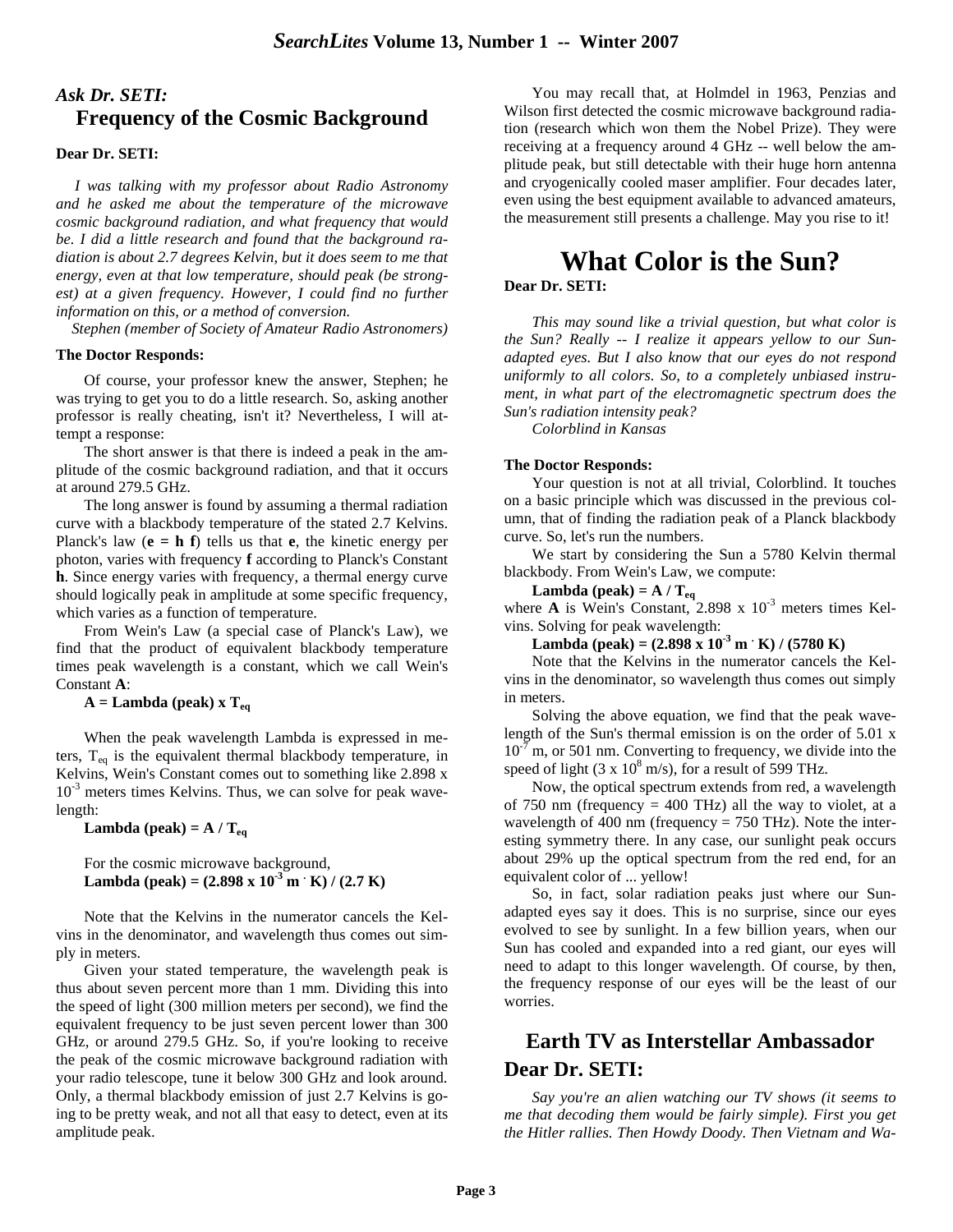## *Ask Dr. SETI:*
## Frequency of the Cosmic Background

**Dear Dr. SETI:**

*I was talking with my professor about Radio Astronomy and he asked me about the temperature of the microwave cosmic background radiation, and what frequency that would be. I did a little research and found that the background radiation is about 2.7 degrees Kelvin, but it does seem to me that energy, even at that low temperature, should peak (be strongest) at a given frequency. However, I could find no further information on this, or a method of conversion.*

*Stephen (member of Society of Amateur Radio Astronomers)*

**The Doctor Responds:**

Of course, your professor knew the answer, Stephen; he was trying to get you to do a little research. So, asking another professor is really cheating, isn't it? Nevertheless, I will attempt a response:

The short answer is that there is indeed a peak in the amplitude of the cosmic background radiation, and that it occurs at around 279.5 GHz.

The long answer is found by assuming a thermal radiation curve with a blackbody temperature of the stated 2.7 Kelvins. Planck's law (**e = h f**) tells us that **e**, the kinetic energy per photon, varies with frequency **f** according to Planck's Constant **h**. Since energy varies with frequency, a thermal energy curve should logically peak in amplitude at some specific frequency, which varies as a function of temperature.

From Wein's Law (a special case of Planck's Law), we find that the product of equivalent blackbody temperature times peak wavelength is a constant, which we call Wein's Constant **A**:

**A = Lambda (peak) x $T_{eq}$**

When the peak wavelength Lambda is expressed in meters, $T_{eq}$ is the equivalent thermal blackbody temperature, in Kelvins, Wein's Constant comes out to something like 2.898 x $10^{-3}$ meters times Kelvins. Thus, we can solve for peak wavelength:

**Lambda (peak) = A / $T_{eq}$**

For the cosmic microwave background,
**Lambda (peak) = (2.898 x $10^{-3}$ m · K) / (2.7 K)**

Note that the Kelvins in the numerator cancels the Kelvins in the denominator, and wavelength thus comes out simply in meters.

Given your stated temperature, the wavelength peak is thus about seven percent more than 1 mm. Dividing this into the speed of light (300 million meters per second), we find the equivalent frequency to be just seven percent lower than 300 GHz, or around 279.5 GHz. So, if you're looking to receive the peak of the cosmic microwave background radiation with your radio telescope, tune it below 300 GHz and look around. Only, a thermal blackbody emission of just 2.7 Kelvins is going to be pretty weak, and not all that easy to detect, even at its amplitude peak.

You may recall that, at Holmdel in 1963, Penzias and Wilson first detected the cosmic microwave background radiation (research which won them the Nobel Prize). They were receiving at a frequency around 4 GHz -- well below the amplitude peak, but still detectable with their huge horn antenna and cryogenically cooled maser amplifier. Four decades later, even using the best equipment available to advanced amateurs, the measurement still presents a challenge. May you rise to it!

# What Color is the Sun?

**Dear Dr. SETI:**

*This may sound like a trivial question, but what color is the Sun? Really -- I realize it appears yellow to our Sun-adapted eyes. But I also know that our eyes do not respond uniformly to all colors. So, to a completely unbiased instrument, in what part of the electromagnetic spectrum does the Sun's radiation intensity peak?*

*Colorblind in Kansas*

**The Doctor Responds:**

Your question is not at all trivial, Colorblind. It touches on a basic principle which was discussed in the previous column, that of finding the radiation peak of a Planck blackbody curve. So, let's run the numbers.

We start by considering the Sun a 5780 Kelvin thermal blackbody. From Wein's Law, we compute:

**Lambda (peak) = A / $T_{eq}$**

where **A** is Wein's Constant, 2.898 x $10^{-3}$ meters times Kelvins. Solving for peak wavelength:

**Lambda (peak) = (2.898 x $10^{-3}$ m · K) / (5780 K)**

Note that the Kelvins in the numerator cancels the Kelvins in the denominator, so wavelength thus comes out simply in meters.

Solving the above equation, we find that the peak wavelength of the Sun's thermal emission is on the order of 5.01 x $10^{-7}$ m, or 501 nm. Converting to frequency, we divide into the speed of light (3 x $10^{8}$ m/s), for a result of 599 THz.

Now, the optical spectrum extends from red, a wavelength of 750 nm (frequency = 400 THz) all the way to violet, at a wavelength of 400 nm (frequency = 750 THz). Note the interesting symmetry there. In any case, our sunlight peak occurs about 29% up the optical spectrum from the red end, for an equivalent color of ... yellow!

So, in fact, solar radiation peaks just where our Sun-adapted eyes say it does. This is no surprise, since our eyes evolved to see by sunlight. In a few billion years, when our Sun has cooled and expanded into a red giant, our eyes will need to adapt to this longer wavelength. Of course, by then, the frequency response of our eyes will be the least of our worries.

## Earth TV as Interstellar Ambassador

## Dear Dr. SETI:

*Say you're an alien watching our TV shows (it seems to me that decoding them would be fairly simple). First you get the Hitler rallies. Then Howdy Doody. Then Vietnam and Wa-*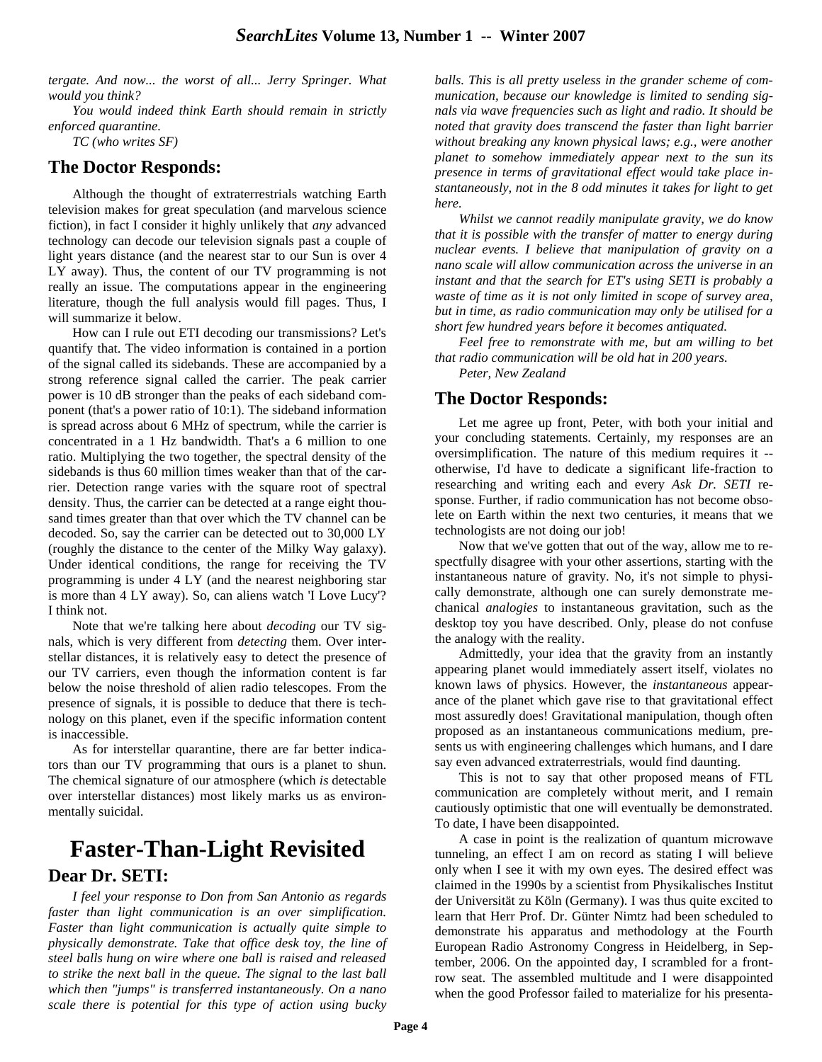*tergate. And now... the worst of all... Jerry Springer. What would you think?*

*You would indeed think Earth should remain in strictly enforced quarantine.*

*TC (who writes SF)*

## The Doctor Responds:

Although the thought of extraterrestrials watching Earth television makes for great speculation (and marvelous science fiction), in fact I consider it highly unlikely that *any* advanced technology can decode our television signals past a couple of light years distance (and the nearest star to our Sun is over 4 LY away). Thus, the content of our TV programming is not really an issue. The computations appear in the engineering literature, though the full analysis would fill pages. Thus, I will summarize it below.

How can I rule out ETI decoding our transmissions? Let's quantify that. The video information is contained in a portion of the signal called its sidebands. These are accompanied by a strong reference signal called the carrier. The peak carrier power is 10 dB stronger than the peaks of each sideband component (that's a power ratio of 10:1). The sideband information is spread across about 6 MHz of spectrum, while the carrier is concentrated in a 1 Hz bandwidth. That's a 6 million to one ratio. Multiplying the two together, the spectral density of the sidebands is thus 60 million times weaker than that of the carrier. Detection range varies with the square root of spectral density. Thus, the carrier can be detected at a range eight thousand times greater than that over which the TV channel can be decoded. So, say the carrier can be detected out to 30,000 LY (roughly the distance to the center of the Milky Way galaxy). Under identical conditions, the range for receiving the TV programming is under 4 LY (and the nearest neighboring star is more than 4 LY away). So, can aliens watch 'I Love Lucy'? I think not.

Note that we're talking here about *decoding* our TV signals, which is very different from *detecting* them. Over interstellar distances, it is relatively easy to detect the presence of our TV carriers, even though the information content is far below the noise threshold of alien radio telescopes. From the presence of signals, it is possible to deduce that there is technology on this planet, even if the specific information content is inaccessible.

As for interstellar quarantine, there are far better indicators than our TV programming that ours is a planet to shun. The chemical signature of our atmosphere (which *is* detectable over interstellar distances) most likely marks us as environmentally suicidal.

# Faster-Than-Light Revisited

## Dear Dr. SETI:

*I feel your response to Don from San Antonio as regards faster than light communication is an over simplification. Faster than light communication is actually quite simple to physically demonstrate. Take that office desk toy, the line of steel balls hung on wire where one ball is raised and released to strike the next ball in the queue. The signal to the last ball which then "jumps" is transferred instantaneously. On a nano scale there is potential for this type of action using bucky balls. This is all pretty useless in the grander scheme of communication, because our knowledge is limited to sending signals via wave frequencies such as light and radio. It should be noted that gravity does transcend the faster than light barrier without breaking any known physical laws; e.g., were another planet to somehow immediately appear next to the sun its presence in terms of gravitational effect would take place instantaneously, not in the 8 odd minutes it takes for light to get here.*

*Whilst we cannot readily manipulate gravity, we do know that it is possible with the transfer of matter to energy during nuclear events. I believe that manipulation of gravity on a nano scale will allow communication across the universe in an instant and that the search for ET's using SETI is probably a waste of time as it is not only limited in scope of survey area, but in time, as radio communication may only be utilised for a short few hundred years before it becomes antiquated.*

*Feel free to remonstrate with me, but am willing to bet that radio communication will be old hat in 200 years.*

*Peter, New Zealand*

## The Doctor Responds:

Let me agree up front, Peter, with both your initial and your concluding statements. Certainly, my responses are an oversimplification. The nature of this medium requires it -- otherwise, I'd have to dedicate a significant life-fraction to researching and writing each and every *Ask Dr. SETI* response. Further, if radio communication has not become obsolete on Earth within the next two centuries, it means that we technologists are not doing our job!

Now that we've gotten that out of the way, allow me to respectfully disagree with your other assertions, starting with the instantaneous nature of gravity. No, it's not simple to physically demonstrate, although one can surely demonstrate mechanical *analogies* to instantaneous gravitation, such as the desktop toy you have described. Only, please do not confuse the analogy with the reality.

Admittedly, your idea that the gravity from an instantly appearing planet would immediately assert itself, violates no known laws of physics. However, the *instantaneous* appearance of the planet which gave rise to that gravitational effect most assuredly does! Gravitational manipulation, though often proposed as an instantaneous communications medium, presents us with engineering challenges which humans, and I dare say even advanced extraterrestrials, would find daunting.

This is not to say that other proposed means of FTL communication are completely without merit, and I remain cautiously optimistic that one will eventually be demonstrated. To date, I have been disappointed.

A case in point is the realization of quantum microwave tunneling, an effect I am on record as stating I will believe only when I see it with my own eyes. The desired effect was claimed in the 1990s by a scientist from Physikalisches Institut der Universität zu Köln (Germany). I was thus quite excited to learn that Herr Prof. Dr. Günter Nimtz had been scheduled to demonstrate his apparatus and methodology at the Fourth European Radio Astronomy Congress in Heidelberg, in September, 2006. On the appointed day, I scrambled for a front-row seat. The assembled multitude and I were disappointed when the good Professor failed to materialize for his presenta-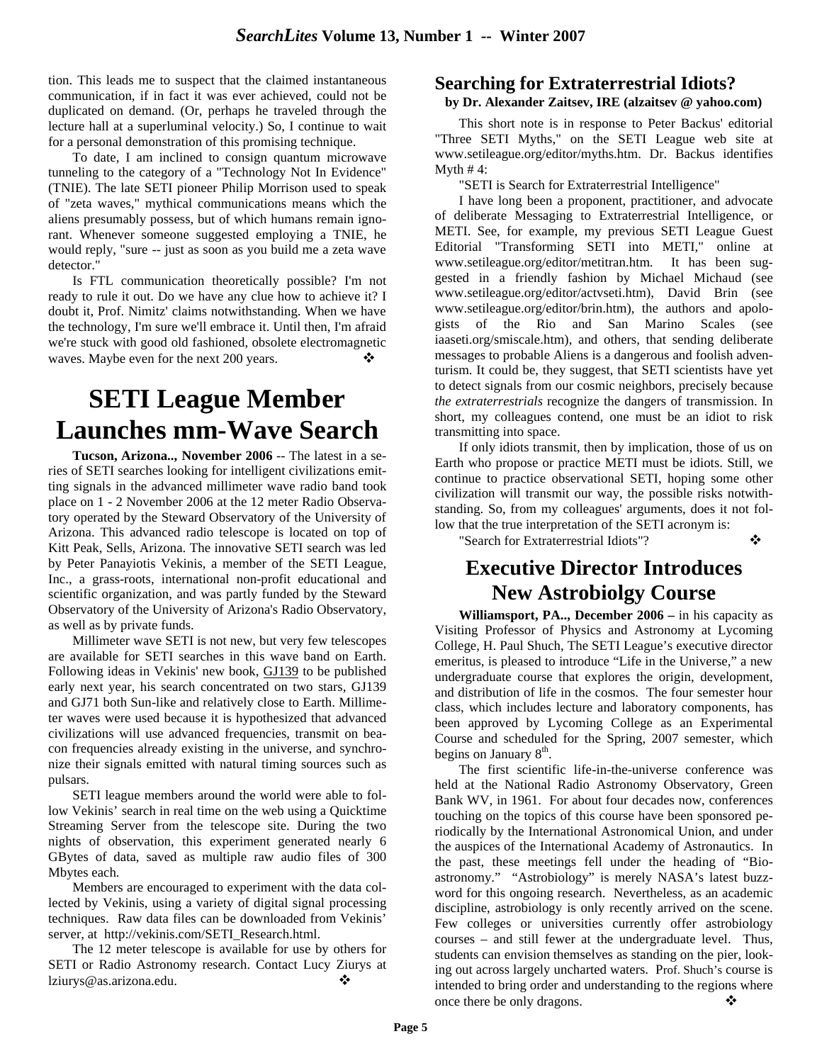tion. This leads me to suspect that the claimed instantaneous communication, if in fact it was ever achieved, could not be duplicated on demand. (Or, perhaps he traveled through the lecture hall at a superluminal velocity.) So, I continue to wait for a personal demonstration of this promising technique.

To date, I am inclined to consign quantum microwave tunneling to the category of a "Technology Not In Evidence" (TNIE). The late SETI pioneer Philip Morrison used to speak of "zeta waves," mythical communications means which the aliens presumably possess, but of which humans remain ignorant. Whenever someone suggested employing a TNIE, he would reply, "sure -- just as soon as you build me a zeta wave detector."

Is FTL communication theoretically possible? I'm not ready to rule it out. Do we have any clue how to achieve it? I doubt it, Prof. Nimitz' claims notwithstanding. When we have the technology, I'm sure we'll embrace it. Until then, I'm afraid we're stuck with good old fashioned, obsolete electromagnetic waves. Maybe even for the next 200 years. ❖

# SETI League Member Launches mm-Wave Search

**Tucson, Arizona.., November 2006** -- The latest in a series of SETI searches looking for intelligent civilizations emitting signals in the advanced millimeter wave radio band took place on 1 - 2 November 2006 at the 12 meter Radio Observatory operated by the Steward Observatory of the University of Arizona. This advanced radio telescope is located on top of Kitt Peak, Sells, Arizona. The innovative SETI search was led by Peter Panayiotis Vekinis, a member of the SETI League, Inc., a grass-roots, international non-profit educational and scientific organization, and was partly funded by the Steward Observatory of the University of Arizona's Radio Observatory, as well as by private funds.

Millimeter wave SETI is not new, but very few telescopes are available for SETI searches in this wave band on Earth. Following ideas in Vekinis' new book, GJ139 to be published early next year, his search concentrated on two stars, GJ139 and GJ71 both Sun-like and relatively close to Earth. Millimeter waves were used because it is hypothesized that advanced civilizations will use advanced frequencies, transmit on beacon frequencies already existing in the universe, and synchronize their signals emitted with natural timing sources such as pulsars.

SETI league members around the world were able to follow Vekinis' search in real time on the web using a Quicktime Streaming Server from the telescope site. During the two nights of observation, this experiment generated nearly 6 GBytes of data, saved as multiple raw audio files of 300 Mbytes each.

Members are encouraged to experiment with the data collected by Vekinis, using a variety of digital signal processing techniques. Raw data files can be downloaded from Vekinis' server, at http://vekinis.com/SETI_Research.html.

The 12 meter telescope is available for use by others for SETI or Radio Astronomy research. Contact Lucy Ziurys at lziurys@as.arizona.edu. ❖

## Searching for Extraterrestrial Idiots?

**by Dr. Alexander Zaitsev, IRE (alzaitsev @ yahoo.com)**

This short note is in response to Peter Backus' editorial "Three SETI Myths," on the SETI League web site at www.setileague.org/editor/myths.htm. Dr. Backus identifies Myth # 4:

"SETI is Search for Extraterrestrial Intelligence"

I have long been a proponent, practitioner, and advocate of deliberate Messaging to Extraterrestrial Intelligence, or METI. See, for example, my previous SETI League Guest Editorial "Transforming SETI into METI," online at www.setileague.org/editor/metitran.htm. It has been suggested in a friendly fashion by Michael Michaud (see www.setileague.org/editor/actvseti.htm), David Brin (see www.setileague.org/editor/brin.htm), the authors and apologists of the Rio and San Marino Scales (see iaaseti.org/smiscale.htm), and others, that sending deliberate messages to probable Aliens is a dangerous and foolish adventurism. It could be, they suggest, that SETI scientists have yet to detect signals from our cosmic neighbors, precisely because *the extraterrestrials* recognize the dangers of transmission. In short, my colleagues contend, one must be an idiot to risk transmitting into space.

If only idiots transmit, then by implication, those of us on Earth who propose or practice METI must be idiots. Still, we continue to practice observational SETI, hoping some other civilization will transmit our way, the possible risks notwithstanding. So, from my colleagues' arguments, does it not follow that the true interpretation of the SETI acronym is:

"Search for Extraterrestrial Idiots"? ❖

## Executive Director Introduces New Astrobiolgy Course

**Williamsport, PA.., December 2006 –** in his capacity as Visiting Professor of Physics and Astronomy at Lycoming College, H. Paul Shuch, The SETI League's executive director emeritus, is pleased to introduce "Life in the Universe," a new undergraduate course that explores the origin, development, and distribution of life in the cosmos. The four semester hour class, which includes lecture and laboratory components, has been approved by Lycoming College as an Experimental Course and scheduled for the Spring, 2007 semester, which begins on January 8th.

The first scientific life-in-the-universe conference was held at the National Radio Astronomy Observatory, Green Bank WV, in 1961. For about four decades now, conferences touching on the topics of this course have been sponsored periodically by the International Astronomical Union, and under the auspices of the International Academy of Astronautics. In the past, these meetings fell under the heading of "Bioastronomy." "Astrobiology" is merely NASA's latest buzzword for this ongoing research. Nevertheless, as an academic discipline, astrobiology is only recently arrived on the scene. Few colleges or universities currently offer astrobiology courses – and still fewer at the undergraduate level. Thus, students can envision themselves as standing on the pier, looking out across largely uncharted waters. Prof. Shuch's course is intended to bring order and understanding to the regions where once there be only dragons. ❖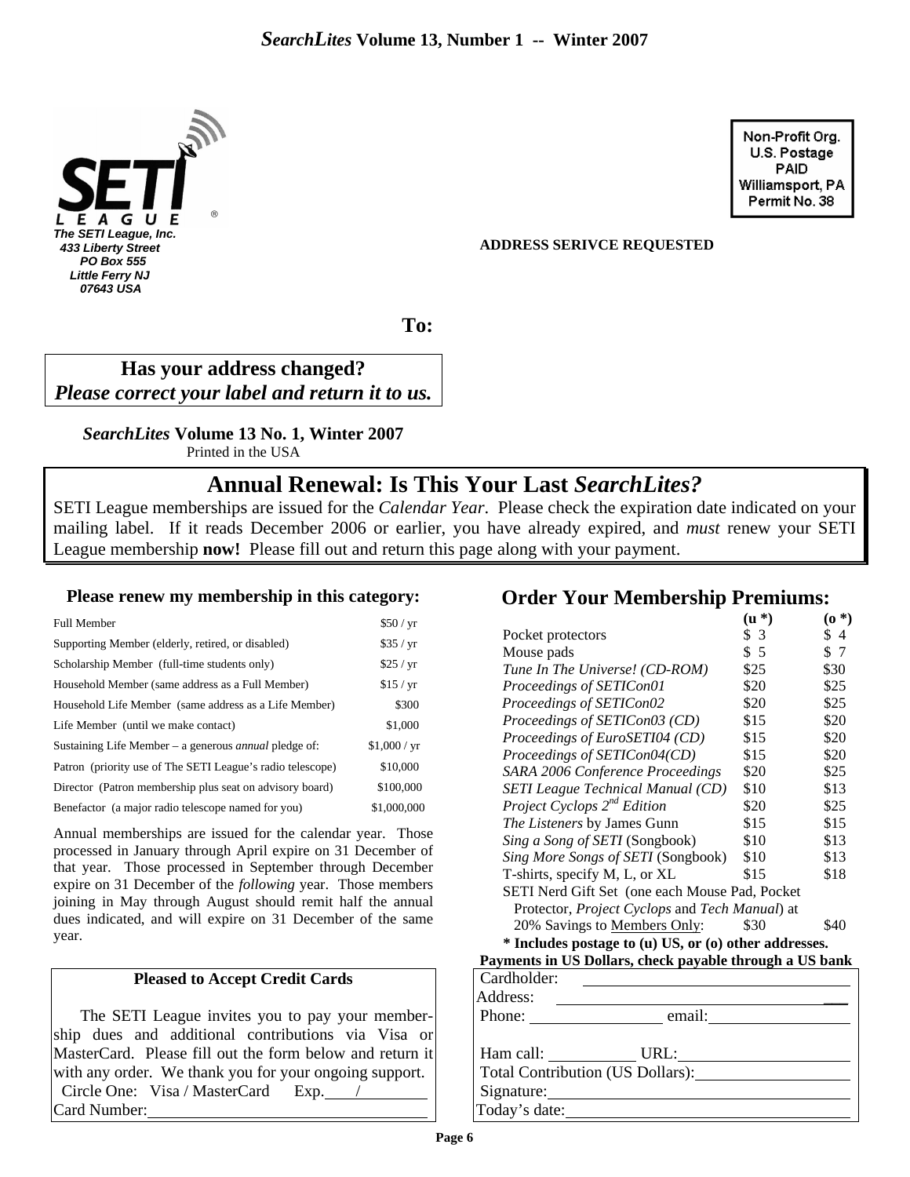*SearchLites* **Volume 13, Number 1 -- Winter 2007**

SETI LEAGUE ®

***The SETI League, Inc.***
***433 Liberty Street***
***PO Box 555***
***Little Ferry NJ***
***07643 USA***

Non-Profit Org.
U.S. Postage
PAID
Williamsport, PA
Permit No. 38

**ADDRESS SERIVCE REQUESTED**

**To:**

**Has your address changed?**
***Please correct your label and return it to us.***

***SearchLites*** **Volume 13 No. 1, Winter 2007**
Printed in the USA

## Annual Renewal: Is This Your Last *SearchLites?*

SETI League memberships are issued for the *Calendar Year*. Please check the expiration date indicated on your mailing label. If it reads December 2006 or earlier, you have already expired, and *must* renew your SETI League membership **now!** Please fill out and return this page along with your payment.

### Please renew my membership in this category:

| | |
|---|---|
| Full Member | $50 / yr |
| Supporting Member (elderly, retired, or disabled) | $35 / yr |
| Scholarship Member (full-time students only) | $25 / yr |
| Household Member (same address as a Full Member) | $15 / yr |
| Household Life Member (same address as a Life Member) | $300 |
| Life Member (until we make contact) | $1,000 |
| Sustaining Life Member – a generous *annual* pledge of: | $1,000 / yr |
| Patron (priority use of The SETI League's radio telescope) | $10,000 |
| Director (Patron membership plus seat on advisory board) | $100,000 |
| Benefactor (a major radio telescope named for you) | $1,000,000 |

Annual memberships are issued for the calendar year. Those processed in January through April expire on 31 December of that year. Those processed in September through December expire on 31 December of the *following* year. Those members joining in May through August should remit half the annual dues indicated, and will expire on 31 December of the same year.

**Pleased to Accept Credit Cards**

The SETI League invites you to pay your membership dues and additional contributions via Visa or MasterCard. Please fill out the form below and return it with any order. We thank you for your ongoing support.

Circle One: Visa / MasterCard Exp. ____/________

Card Number: ______________________________

## Order Your Membership Premiums:

| | (u *) | (o *) |
|---|---|---|
| Pocket protectors | $ 3 | $ 4 |
| Mouse pads | $ 5 | $ 7 |
| *Tune In The Universe! (CD-ROM)* | $25 | $30 |
| *Proceedings of SETICon01* | $20 | $25 |
| *Proceedings of SETICon02* | $20 | $25 |
| *Proceedings of SETICon03 (CD)* | $15 | $20 |
| *Proceedings of EuroSETI04 (CD)* | $15 | $20 |
| *Proceedings of SETICon04(CD)* | $15 | $20 |
| *SARA 2006 Conference Proceedings* | $20 | $25 |
| *SETI League Technical Manual (CD)* | $10 | $13 |
| *Project Cyclops 2nd Edition* | $20 | $25 |
| *The Listeners* by James Gunn | $15 | $15 |
| *Sing a Song of SETI* (Songbook) | $10 | $13 |
| *Sing More Songs of SETI* (Songbook) | $10 | $13 |
| T-shirts, specify M, L, or XL | $15 | $18 |
| SETI Nerd Gift Set (one each Mouse Pad, Pocket Protector, *Project Cyclops* and *Tech Manual*) at 20% Savings to Members Only: | $30 | $40 |

**\* Includes postage to (u) US, or (o) other addresses.**

**Payments in US Dollars, check payable through a US bank**

Cardholder: ______________________________

Address: ______________________________

Phone: ________________ email: ________________

Ham call: __________ URL: ____________________

Total Contribution (US Dollars): __________________

Signature: ______________________________

Today's date: ______________________________